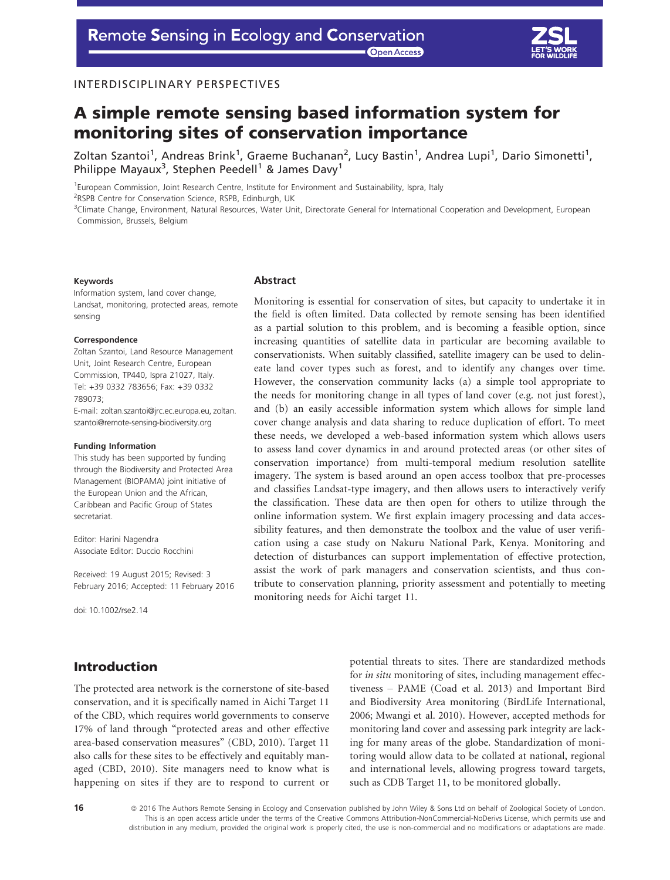INTERDISCIPLINARY PERSPECTIVES

# A simple remote sensing based information system for monitoring sites of conservation importance

Zoltan Szantoi[1], Andreas Brink[1], Graeme Buchanan[2], Lucy Bastin[1], Andrea Lupi[1], Dario Simonetti[1], Philippe Mayaux[3], Stephen Peedell[1] & James Davy[1]

[1]European Commission, Joint Research Centre, Institute for Environment and Sustainability, Ispra, Italy
[2]RSPB Centre for Conservation Science, RSPB, Edinburgh, UK
[3]Climate Change, Environment, Natural Resources, Water Unit, Directorate General for International Cooperation and Development, European Commission, Brussels, Belgium

**Keywords**
Information system, land cover change, Landsat, monitoring, protected areas, remote sensing

**Correspondence**
Zoltan Szantoi, Land Resource Management Unit, Joint Research Centre, European Commission, TP440, Ispra 21027, Italy.
Tel: +39 0332 783656; Fax: +39 0332 789073;
E-mail: zoltan.szantoi@jrc.ec.europa.eu, zoltan.szantoi@remote-sensing-biodiversity.org

**Funding Information**
This study has been supported by funding through the Biodiversity and Protected Area Management (BIOPAMA) joint initiative of the European Union and the African, Caribbean and Pacific Group of States secretariat.

Editor: Harini Nagendra
Associate Editor: Duccio Rocchini

Received: 19 August 2015; Revised: 3 February 2016; Accepted: 11 February 2016

doi: 10.1002/rse2.14

## Abstract

Monitoring is essential for conservation of sites, but capacity to undertake it in the field is often limited. Data collected by remote sensing has been identified as a partial solution to this problem, and is becoming a feasible option, since increasing quantities of satellite data in particular are becoming available to conservationists. When suitably classified, satellite imagery can be used to delineate land cover types such as forest, and to identify any changes over time. However, the conservation community lacks (a) a simple tool appropriate to the needs for monitoring change in all types of land cover (e.g. not just forest), and (b) an easily accessible information system which allows for simple land cover change analysis and data sharing to reduce duplication of effort. To meet these needs, we developed a web-based information system which allows users to assess land cover dynamics in and around protected areas (or other sites of conservation importance) from multi-temporal medium resolution satellite imagery. The system is based around an open access toolbox that pre-processes and classifies Landsat-type imagery, and then allows users to interactively verify the classification. These data are then open for others to utilize through the online information system. We first explain imagery processing and data accessibility features, and then demonstrate the toolbox and the value of user verification using a case study on Nakuru National Park, Kenya. Monitoring and detection of disturbances can support implementation of effective protection, assist the work of park managers and conservation scientists, and thus contribute to conservation planning, priority assessment and potentially to meeting monitoring needs for Aichi target 11.

## Introduction

The protected area network is the cornerstone of site-based conservation, and it is specifically named in Aichi Target 11 of the CBD, which requires world governments to conserve 17% of land through "protected areas and other effective area-based conservation measures" (CBD, 2010). Target 11 also calls for these sites to be effectively and equitably managed (CBD, 2010). Site managers need to know what is happening on sites if they are to respond to current or potential threats to sites. There are standardized methods for *in situ* monitoring of sites, including management effectiveness – PAME (Coad et al. 2013) and Important Bird and Biodiversity Area monitoring (BirdLife International, 2006; Mwangi et al. 2010). However, accepted methods for monitoring land cover and assessing park integrity are lacking for many areas of the globe. Standardization of monitoring would allow data to be collated at national, regional and international levels, allowing progress toward targets, such as CDB Target 11, to be monitored globally.

© 2016 The Authors Remote Sensing in Ecology and Conservation published by John Wiley & Sons Ltd on behalf of Zoological Society of London. This is an open access article under the terms of the Creative Commons Attribution-NonCommercial-NoDerivs License, which permits use and distribution in any medium, provided the original work is properly cited, the use is non-commercial and no modifications or adaptations are made.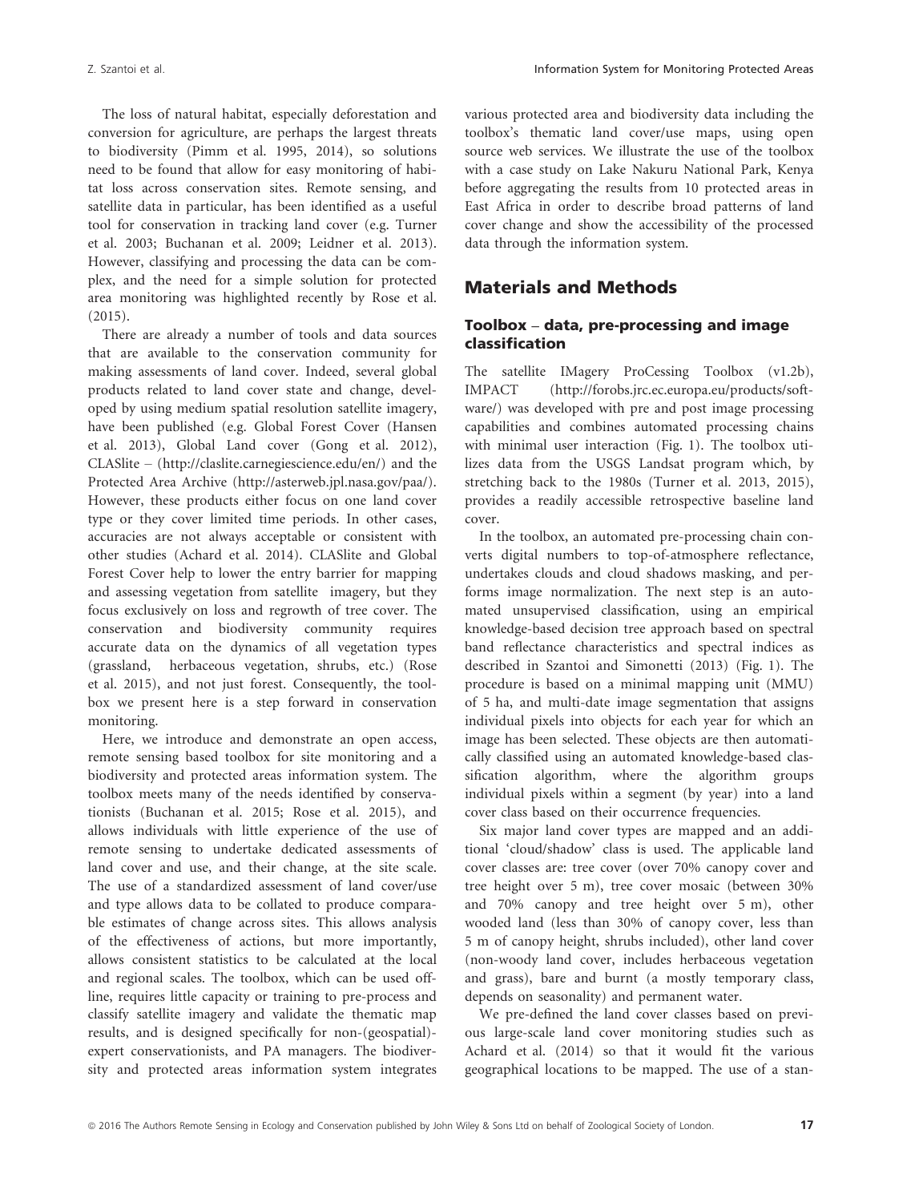The loss of natural habitat, especially deforestation and conversion for agriculture, are perhaps the largest threats to biodiversity (Pimm et al. 1995, 2014), so solutions need to be found that allow for easy monitoring of habitat loss across conservation sites. Remote sensing, and satellite data in particular, has been identified as a useful tool for conservation in tracking land cover (e.g. Turner et al. 2003; Buchanan et al. 2009; Leidner et al. 2013). However, classifying and processing the data can be complex, and the need for a simple solution for protected area monitoring was highlighted recently by Rose et al. (2015).

There are already a number of tools and data sources that are available to the conservation community for making assessments of land cover. Indeed, several global products related to land cover state and change, developed by using medium spatial resolution satellite imagery, have been published (e.g. Global Forest Cover (Hansen et al. 2013), Global Land cover (Gong et al. 2012), CLASlite – (http://claslite.carnegiescience.edu/en/) and the Protected Area Archive (http://asterweb.jpl.nasa.gov/paa/). However, these products either focus on one land cover type or they cover limited time periods. In other cases, accuracies are not always acceptable or consistent with other studies (Achard et al. 2014). CLASlite and Global Forest Cover help to lower the entry barrier for mapping and assessing vegetation from satellite imagery, but they focus exclusively on loss and regrowth of tree cover. The conservation and biodiversity community requires accurate data on the dynamics of all vegetation types (grassland, herbaceous vegetation, shrubs, etc.) (Rose et al. 2015), and not just forest. Consequently, the toolbox we present here is a step forward in conservation monitoring.

Here, we introduce and demonstrate an open access, remote sensing based toolbox for site monitoring and a biodiversity and protected areas information system. The toolbox meets many of the needs identified by conservationists (Buchanan et al. 2015; Rose et al. 2015), and allows individuals with little experience of the use of remote sensing to undertake dedicated assessments of land cover and use, and their change, at the site scale. The use of a standardized assessment of land cover/use and type allows data to be collated to produce comparable estimates of change across sites. This allows analysis of the effectiveness of actions, but more importantly, allows consistent statistics to be calculated at the local and regional scales. The toolbox, which can be used offline, requires little capacity or training to pre-process and classify satellite imagery and validate the thematic map results, and is designed specifically for non-(geospatial)-expert conservationists, and PA managers. The biodiversity and protected areas information system integrates various protected area and biodiversity data including the toolbox's thematic land cover/use maps, using open source web services. We illustrate the use of the toolbox with a case study on Lake Nakuru National Park, Kenya before aggregating the results from 10 protected areas in East Africa in order to describe broad patterns of land cover change and show the accessibility of the processed data through the information system.

## Materials and Methods

### Toolbox – data, pre-processing and image classification

The satellite IMagery ProCessing Toolbox (v1.2b), IMPACT (http://forobs.jrc.ec.europa.eu/products/software/) was developed with pre and post image processing capabilities and combines automated processing chains with minimal user interaction (Fig. 1). The toolbox utilizes data from the USGS Landsat program which, by stretching back to the 1980s (Turner et al. 2013, 2015), provides a readily accessible retrospective baseline land cover.

In the toolbox, an automated pre-processing chain converts digital numbers to top-of-atmosphere reflectance, undertakes clouds and cloud shadows masking, and performs image normalization. The next step is an automated unsupervised classification, using an empirical knowledge-based decision tree approach based on spectral band reflectance characteristics and spectral indices as described in Szantoi and Simonetti (2013) (Fig. 1). The procedure is based on a minimal mapping unit (MMU) of 5 ha, and multi-date image segmentation that assigns individual pixels into objects for each year for which an image has been selected. These objects are then automatically classified using an automated knowledge-based classification algorithm, where the algorithm groups individual pixels within a segment (by year) into a land cover class based on their occurrence frequencies.

Six major land cover types are mapped and an additional 'cloud/shadow' class is used. The applicable land cover classes are: tree cover (over 70% canopy cover and tree height over 5 m), tree cover mosaic (between 30% and 70% canopy and tree height over 5 m), other wooded land (less than 30% of canopy cover, less than 5 m of canopy height, shrubs included), other land cover (non-woody land cover, includes herbaceous vegetation and grass), bare and burnt (a mostly temporary class, depends on seasonality) and permanent water.

We pre-defined the land cover classes based on previous large-scale land cover monitoring studies such as Achard et al. (2014) so that it would fit the various geographical locations to be mapped. The use of a stan-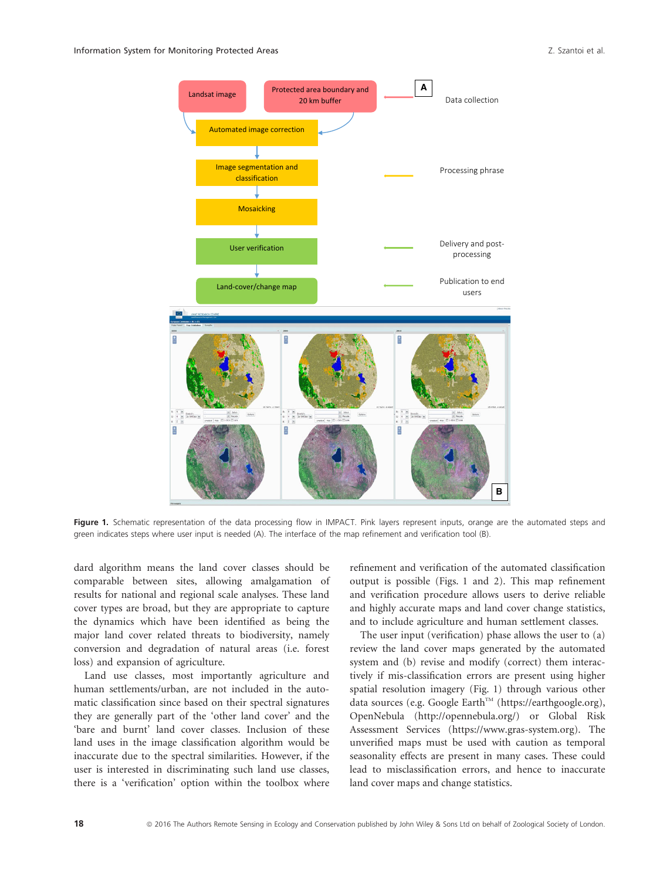Figure 1. Schematic representation of the data processing flow in IMPACT. Pink layers represent inputs, orange are the automated steps and green indicates steps where user input is needed (A). The interface of the map refinement and verification tool (B).

dard algorithm means the land cover classes should be comparable between sites, allowing amalgamation of results for national and regional scale analyses. These land cover types are broad, but they are appropriate to capture the dynamics which have been identified as being the major land cover related threats to biodiversity, namely conversion and degradation of natural areas (i.e. forest loss) and expansion of agriculture.

Land use classes, most importantly agriculture and human settlements/urban, are not included in the automatic classification since based on their spectral signatures they are generally part of the 'other land cover' and the 'bare and burnt' land cover classes. Inclusion of these land uses in the image classification algorithm would be inaccurate due to the spectral similarities. However, if the user is interested in discriminating such land use classes, there is a 'verification' option within the toolbox where refinement and verification of the automated classification output is possible (Figs. 1 and 2). This map refinement and verification procedure allows users to derive reliable and highly accurate maps and land cover change statistics, and to include agriculture and human settlement classes.

The user input (verification) phase allows the user to (a) review the land cover maps generated by the automated system and (b) revise and modify (correct) them interactively if mis-classification errors are present using higher spatial resolution imagery (Fig. 1) through various other data sources (e.g. Google Earth™ (https://earthgoogle.org), OpenNebula (http://opennebula.org/) or Global Risk Assessment Services (https://www.gras-system.org). The unverified maps must be used with caution as temporal seasonality effects are present in many cases. These could lead to misclassification errors, and hence to inaccurate land cover maps and change statistics.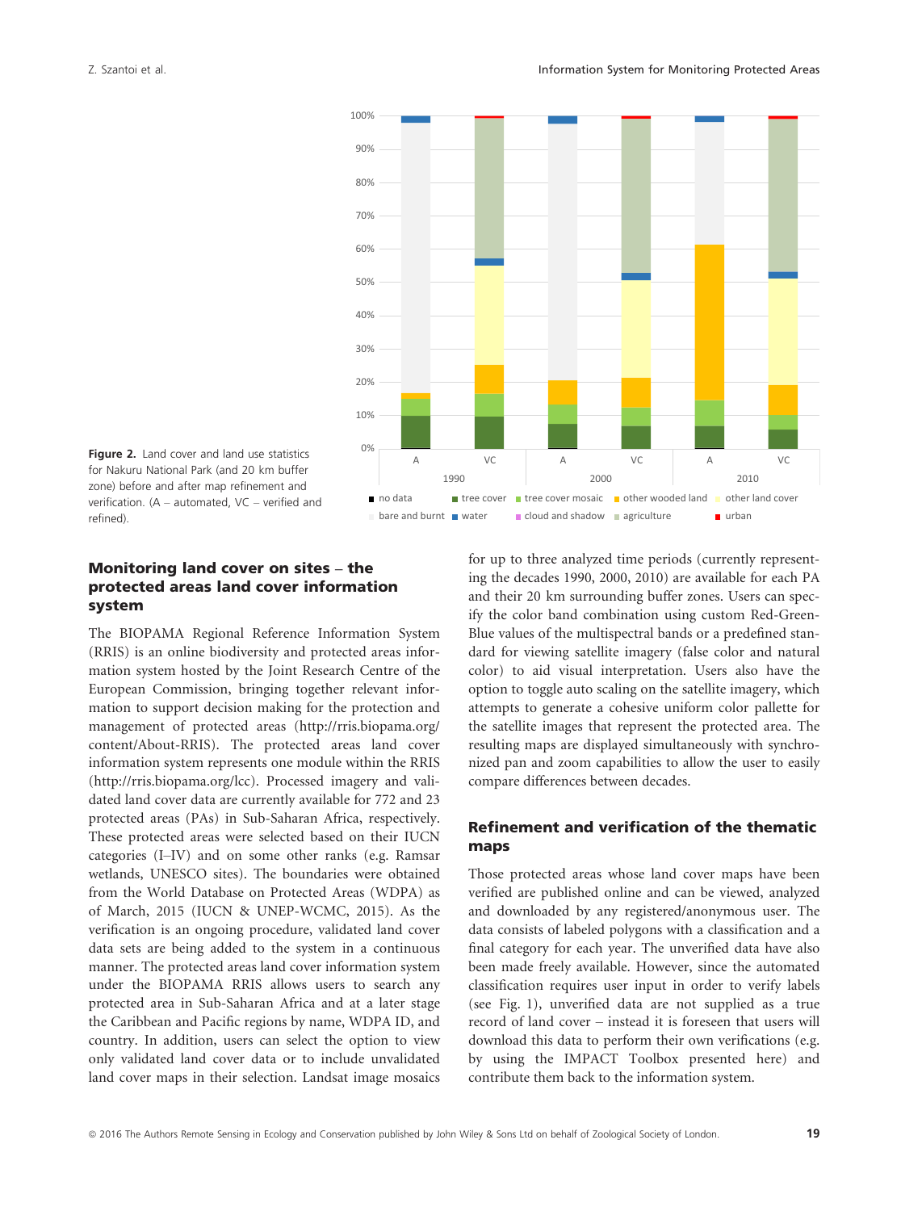Figure 2. Land cover and land use statistics for Nakuru National Park (and 20 km buffer zone) before and after map refinement and verification. (A – automated, VC – verified and refined).

## Monitoring land cover on sites – the protected areas land cover information system

The BIOPAMA Regional Reference Information System (RRIS) is an online biodiversity and protected areas information system hosted by the Joint Research Centre of the European Commission, bringing together relevant information to support decision making for the protection and management of protected areas (http://rris.biopama.org/content/About-RRIS). The protected areas land cover information system represents one module within the RRIS (http://rris.biopama.org/lcc). Processed imagery and validated land cover data are currently available for 772 and 23 protected areas (PAs) in Sub-Saharan Africa, respectively. These protected areas were selected based on their IUCN categories (I–IV) and on some other ranks (e.g. Ramsar wetlands, UNESCO sites). The boundaries were obtained from the World Database on Protected Areas (WDPA) as of March, 2015 (IUCN & UNEP-WCMC, 2015). As the verification is an ongoing procedure, validated land cover data sets are being added to the system in a continuous manner. The protected areas land cover information system under the BIOPAMA RRIS allows users to search any protected area in Sub-Saharan Africa and at a later stage the Caribbean and Pacific regions by name, WDPA ID, and country. In addition, users can select the option to view only validated land cover data or to include unvalidated land cover maps in their selection. Landsat image mosaics for up to three analyzed time periods (currently representing the decades 1990, 2000, 2010) are available for each PA and their 20 km surrounding buffer zones. Users can specify the color band combination using custom Red-Green-Blue values of the multispectral bands or a predefined standard for viewing satellite imagery (false color and natural color) to aid visual interpretation. Users also have the option to toggle auto scaling on the satellite imagery, which attempts to generate a cohesive uniform color pallette for the satellite images that represent the protected area. The resulting maps are displayed simultaneously with synchronized pan and zoom capabilities to allow the user to easily compare differences between decades.

## Refinement and verification of the thematic maps

Those protected areas whose land cover maps have been verified are published online and can be viewed, analyzed and downloaded by any registered/anonymous user. The data consists of labeled polygons with a classification and a final category for each year. The unverified data have also been made freely available. However, since the automated classification requires user input in order to verify labels (see Fig. 1), unverified data are not supplied as a true record of land cover – instead it is foreseen that users will download this data to perform their own verifications (e.g. by using the IMPACT Toolbox presented here) and contribute them back to the information system.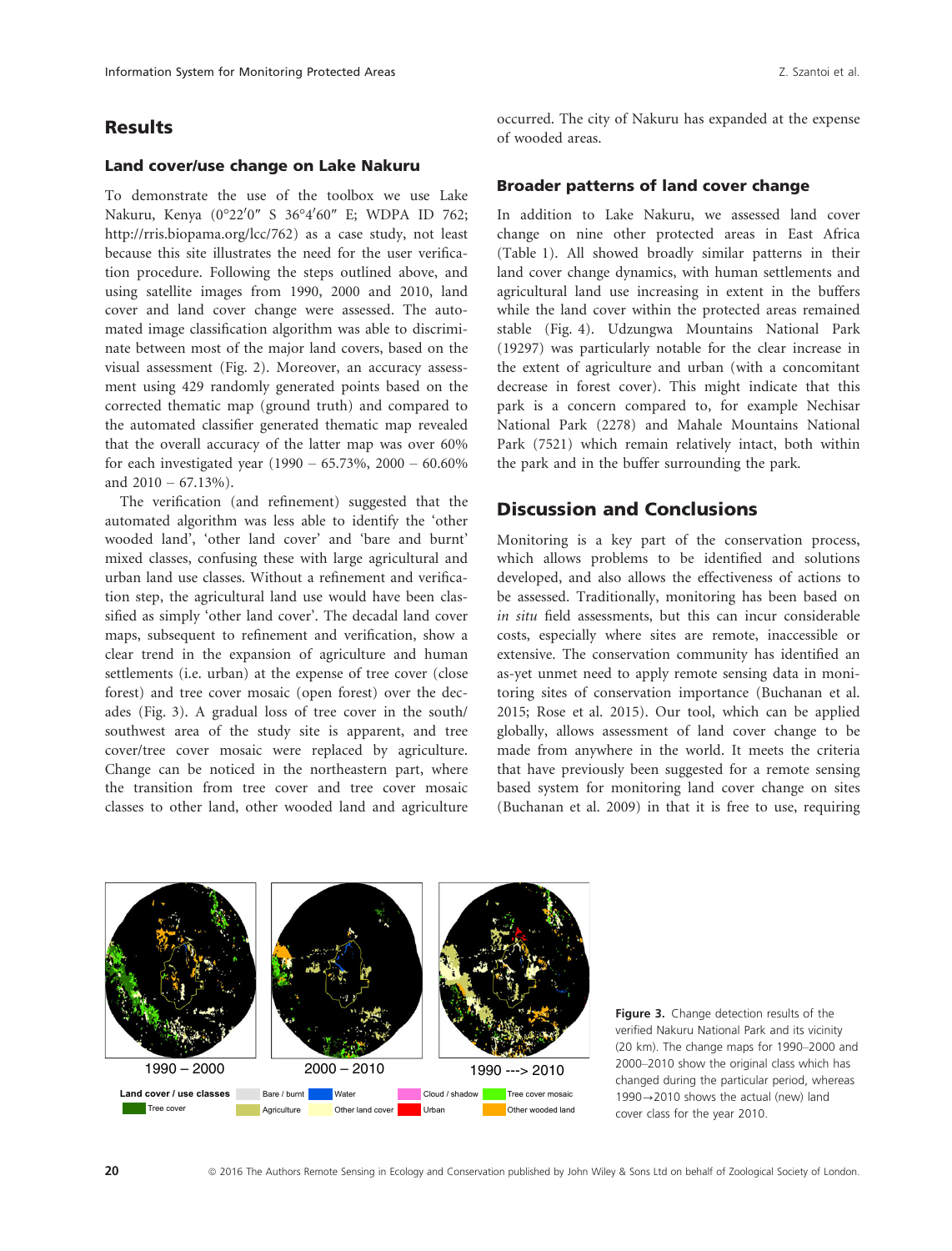## Results

### Land cover/use change on Lake Nakuru

To demonstrate the use of the toolbox we use Lake Nakuru, Kenya (0°22′0″ S 36°4′60″ E; WDPA ID 762; http://rris.biopama.org/lcc/762) as a case study, not least because this site illustrates the need for the user verification procedure. Following the steps outlined above, and using satellite images from 1990, 2000 and 2010, land cover and land cover change were assessed. The automated image classification algorithm was able to discriminate between most of the major land covers, based on the visual assessment (Fig. 2). Moreover, an accuracy assessment using 429 randomly generated points based on the corrected thematic map (ground truth) and compared to the automated classifier generated thematic map revealed that the overall accuracy of the latter map was over 60% for each investigated year (1990 – 65.73%, 2000 – 60.60% and 2010 – 67.13%).

The verification (and refinement) suggested that the automated algorithm was less able to identify the 'other wooded land', 'other land cover' and 'bare and burnt' mixed classes, confusing these with large agricultural and urban land use classes. Without a refinement and verification step, the agricultural land use would have been classified as simply 'other land cover'. The decadal land cover maps, subsequent to refinement and verification, show a clear trend in the expansion of agriculture and human settlements (i.e. urban) at the expense of tree cover (close forest) and tree cover mosaic (open forest) over the decades (Fig. 3). A gradual loss of tree cover in the south/southwest area of the study site is apparent, and tree cover/tree cover mosaic were replaced by agriculture. Change can be noticed in the northeastern part, where the transition from tree cover and tree cover mosaic classes to other land, other wooded land and agriculture occurred. The city of Nakuru has expanded at the expense of wooded areas.

### Broader patterns of land cover change

In addition to Lake Nakuru, we assessed land cover change on nine other protected areas in East Africa (Table 1). All showed broadly similar patterns in their land cover change dynamics, with human settlements and agricultural land use increasing in extent in the buffers while the land cover within the protected areas remained stable (Fig. 4). Udzungwa Mountains National Park (19297) was particularly notable for the clear increase in the extent of agriculture and urban (with a concomitant decrease in forest cover). This might indicate that this park is a concern compared to, for example Nechisar National Park (2278) and Mahale Mountains National Park (7521) which remain relatively intact, both within the park and in the buffer surrounding the park.

## Discussion and Conclusions

Monitoring is a key part of the conservation process, which allows problems to be identified and solutions developed, and also allows the effectiveness of actions to be assessed. Traditionally, monitoring has been based on *in situ* field assessments, but this can incur considerable costs, especially where sites are remote, inaccessible or extensive. The conservation community has identified an as-yet unmet need to apply remote sensing data in monitoring sites of conservation importance (Buchanan et al. 2015; Rose et al. 2015). Our tool, which can be applied globally, allows assessment of land cover change to be made from anywhere in the world. It meets the criteria that have previously been suggested for a remote sensing based system for monitoring land cover change on sites (Buchanan et al. 2009) in that it is free to use, requiring

**Figure 3.** Change detection results of the verified Nakuru National Park and its vicinity (20 km). The change maps for 1990–2000 and 2000–2010 show the original class which has changed during the particular period, whereas 1990→2010 shows the actual (new) land cover class for the year 2010.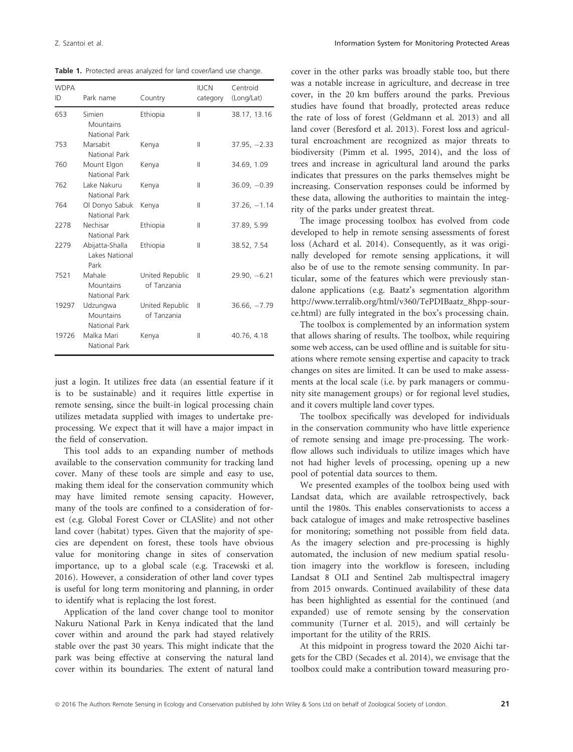**Table 1.** Protected areas analyzed for land cover/land use change.

| WDPA ID | Park name | Country | IUCN category | Centroid (Long/Lat) |
|---|---|---|---|---|
| 653 | Simien Mountains National Park | Ethiopia | II | 38.17, 13.16 |
| 753 | Marsabit National Park | Kenya | II | 37.95, −2.33 |
| 760 | Mount Elgon National Park | Kenya | II | 34.69, 1.09 |
| 762 | Lake Nakuru National Park | Kenya | II | 36.09, −0.39 |
| 764 | Ol Donyo Sabuk National Park | Kenya | II | 37.26, −1.14 |
| 2278 | Nechisar National Park | Ethiopia | II | 37.89, 5.99 |
| 2279 | Abijatta-Shalla Lakes National Park | Ethiopia | II | 38.52, 7.54 |
| 7521 | Mahale Mountains National Park | United Republic of Tanzania | II | 29.90, −6.21 |
| 19297 | Udzungwa Mountains National Park | United Republic of Tanzania | II | 36.66, −7.79 |
| 19726 | Malka Mari National Park | Kenya | II | 40.76, 4.18 |

just a login. It utilizes free data (an essential feature if it is to be sustainable) and it requires little expertise in remote sensing, since the built-in logical processing chain utilizes metadata supplied with images to undertake pre-processing. We expect that it will have a major impact in the field of conservation.

This tool adds to an expanding number of methods available to the conservation community for tracking land cover. Many of these tools are simple and easy to use, making them ideal for the conservation community which may have limited remote sensing capacity. However, many of the tools are confined to a consideration of forest (e.g. Global Forest Cover or CLASlite) and not other land cover (habitat) types. Given that the majority of species are dependent on forest, these tools have obvious value for monitoring change in sites of conservation importance, up to a global scale (e.g. Tracewski et al. 2016). However, a consideration of other land cover types is useful for long term monitoring and planning, in order to identify what is replacing the lost forest.

Application of the land cover change tool to monitor Nakuru National Park in Kenya indicated that the land cover within and around the park had stayed relatively stable over the past 30 years. This might indicate that the park was being effective at conserving the natural land cover within its boundaries. The extent of natural land cover in the other parks was broadly stable too, but there was a notable increase in agriculture, and decrease in tree cover, in the 20 km buffers around the parks. Previous studies have found that broadly, protected areas reduce the rate of loss of forest (Geldmann et al. 2013) and all land cover (Beresford et al. 2013). Forest loss and agricultural encroachment are recognized as major threats to biodiversity (Pimm et al. 1995, 2014), and the loss of trees and increase in agricultural land around the parks indicates that pressures on the parks themselves might be increasing. Conservation responses could be informed by these data, allowing the authorities to maintain the integrity of the parks under greatest threat.

The image processing toolbox has evolved from code developed to help in remote sensing assessments of forest loss (Achard et al. 2014). Consequently, as it was originally developed for remote sensing applications, it will also be of use to the remote sensing community. In particular, some of the features which were previously standalone applications (e.g. Baatz's segmentation algorithm http://www.terralib.org/html/v360/TePDIBaatz_8hpp-source.html) are fully integrated in the box's processing chain.

The toolbox is complemented by an information system that allows sharing of results. The toolbox, while requiring some web access, can be used offline and is suitable for situations where remote sensing expertise and capacity to track changes on sites are limited. It can be used to make assessments at the local scale (i.e. by park managers or community site management groups) or for regional level studies, and it covers multiple land cover types.

The toolbox specifically was developed for individuals in the conservation community who have little experience of remote sensing and image pre-processing. The workflow allows such individuals to utilize images which have not had higher levels of processing, opening up a new pool of potential data sources to them.

We presented examples of the toolbox being used with Landsat data, which are available retrospectively, back until the 1980s. This enables conservationists to access a back catalogue of images and make retrospective baselines for monitoring; something not possible from field data. As the imagery selection and pre-processing is highly automated, the inclusion of new medium spatial resolution imagery into the workflow is foreseen, including Landsat 8 OLI and Sentinel 2ab multispectral imagery from 2015 onwards. Continued availability of these data has been highlighted as essential for the continued (and expanded) use of remote sensing by the conservation community (Turner et al. 2015), and will certainly be important for the utility of the RRIS.

At this midpoint in progress toward the 2020 Aichi targets for the CBD (Secades et al. 2014), we envisage that the toolbox could make a contribution toward measuring pro-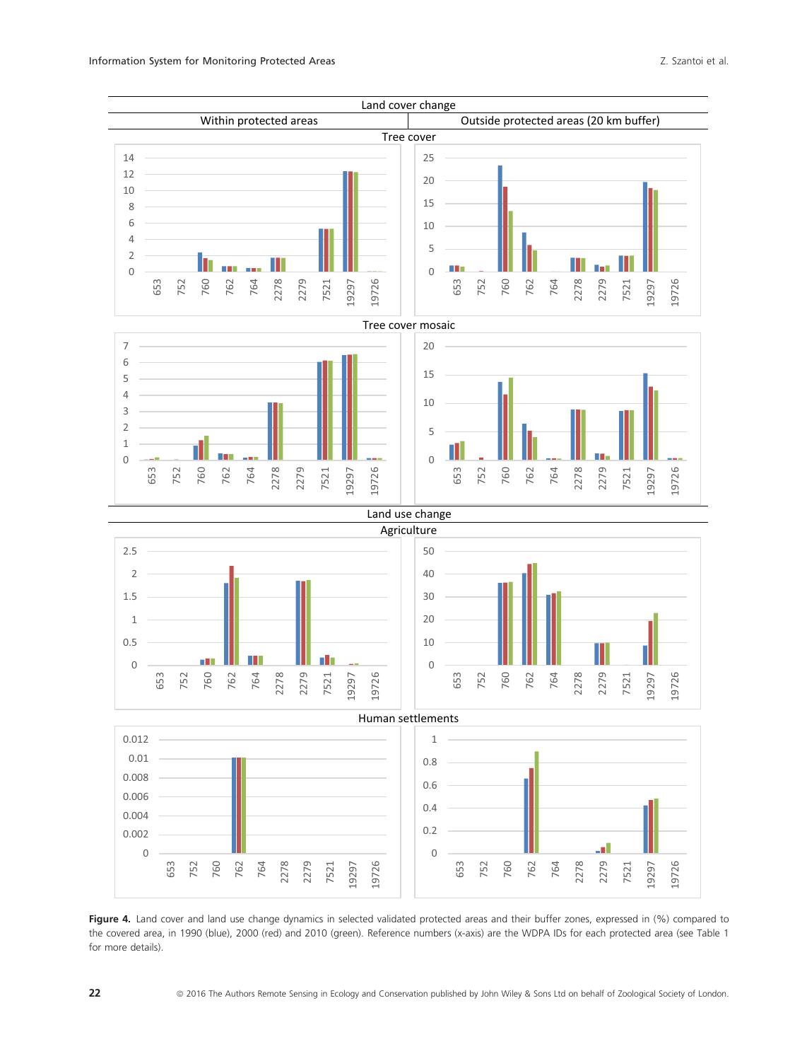**Figure 4.** Land cover and land use change dynamics in selected validated protected areas and their buffer zones, expressed in (%) compared to the covered area, in 1990 (blue), 2000 (red) and 2010 (green). Reference numbers (x-axis) are the WDPA IDs for each protected area (see Table 1 for more details).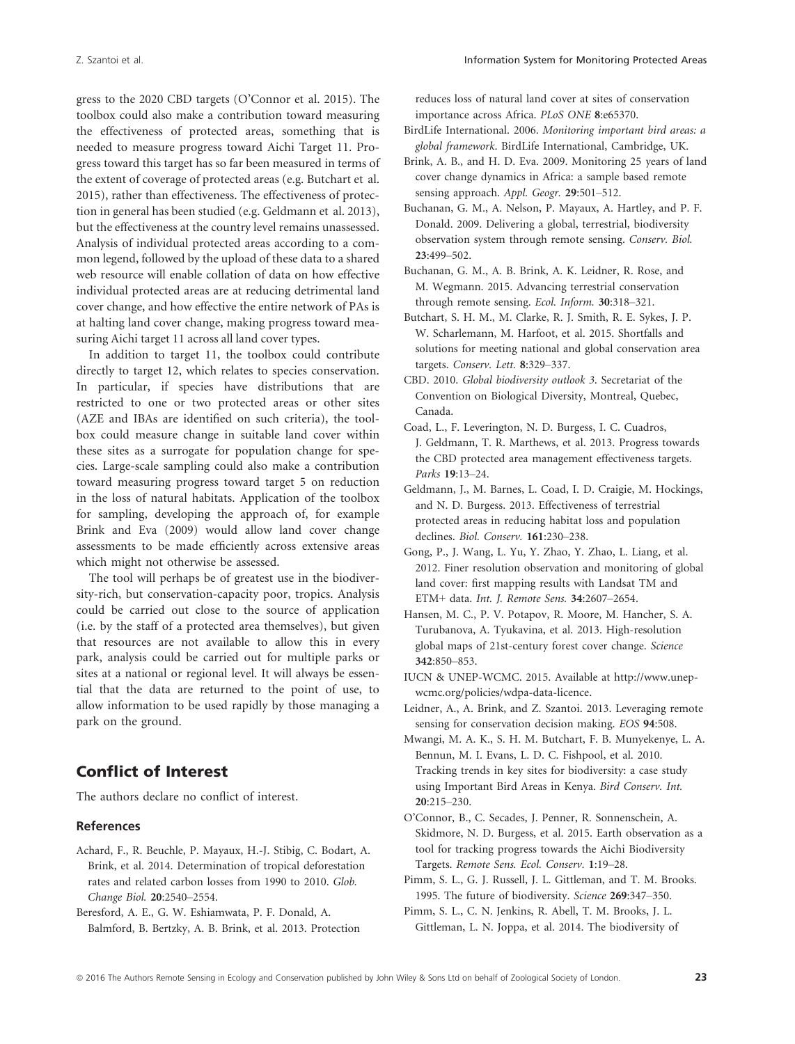gress to the 2020 CBD targets (O'Connor et al. 2015). The toolbox could also make a contribution toward measuring the effectiveness of protected areas, something that is needed to measure progress toward Aichi Target 11. Progress toward this target has so far been measured in terms of the extent of coverage of protected areas (e.g. Butchart et al. 2015), rather than effectiveness. The effectiveness of protection in general has been studied (e.g. Geldmann et al. 2013), but the effectiveness at the country level remains unassessed. Analysis of individual protected areas according to a common legend, followed by the upload of these data to a shared web resource will enable collation of data on how effective individual protected areas are at reducing detrimental land cover change, and how effective the entire network of PAs is at halting land cover change, making progress toward measuring Aichi target 11 across all land cover types.

In addition to target 11, the toolbox could contribute directly to target 12, which relates to species conservation. In particular, if species have distributions that are restricted to one or two protected areas or other sites (AZE and IBAs are identified on such criteria), the toolbox could measure change in suitable land cover within these sites as a surrogate for population change for species. Large-scale sampling could also make a contribution toward measuring progress toward target 5 on reduction in the loss of natural habitats. Application of the toolbox for sampling, developing the approach of, for example Brink and Eva (2009) would allow land cover change assessments to be made efficiently across extensive areas which might not otherwise be assessed.

The tool will perhaps be of greatest use in the biodiversity-rich, but conservation-capacity poor, tropics. Analysis could be carried out close to the source of application (i.e. by the staff of a protected area themselves), but given that resources are not available to allow this in every park, analysis could be carried out for multiple parks or sites at a national or regional level. It will always be essential that the data are returned to the point of use, to allow information to be used rapidly by those managing a park on the ground.

## Conflict of Interest

The authors declare no conflict of interest.

### References

Achard, F., R. Beuchle, P. Mayaux, H.-J. Stibig, C. Bodart, A. Brink, et al. 2014. Determination of tropical deforestation rates and related carbon losses from 1990 to 2010. *Glob. Change Biol.* **20**:2540–2554.

Beresford, A. E., G. W. Eshiamwata, P. F. Donald, A. Balmford, B. Bertzky, A. B. Brink, et al. 2013. Protection reduces loss of natural land cover at sites of conservation importance across Africa. *PLoS ONE* **8**:e65370.

BirdLife International. 2006. *Monitoring important bird areas: a global framework*. BirdLife International, Cambridge, UK.

Brink, A. B., and H. D. Eva. 2009. Monitoring 25 years of land cover change dynamics in Africa: a sample based remote sensing approach. *Appl. Geogr.* **29**:501–512.

Buchanan, G. M., A. Nelson, P. Mayaux, A. Hartley, and P. F. Donald. 2009. Delivering a global, terrestrial, biodiversity observation system through remote sensing. *Conserv. Biol.* **23**:499–502.

Buchanan, G. M., A. B. Brink, A. K. Leidner, R. Rose, and M. Wegmann. 2015. Advancing terrestrial conservation through remote sensing. *Ecol. Inform.* **30**:318–321.

Butchart, S. H. M., M. Clarke, R. J. Smith, R. E. Sykes, J. P. W. Scharlemann, M. Harfoot, et al. 2015. Shortfalls and solutions for meeting national and global conservation area targets. *Conserv. Lett.* **8**:329–337.

CBD. 2010. *Global biodiversity outlook 3*. Secretariat of the Convention on Biological Diversity, Montreal, Quebec, Canada.

Coad, L., F. Leverington, N. D. Burgess, I. C. Cuadros, J. Geldmann, T. R. Marthews, et al. 2013. Progress towards the CBD protected area management effectiveness targets. *Parks* **19**:13–24.

Geldmann, J., M. Barnes, L. Coad, I. D. Craigie, M. Hockings, and N. D. Burgess. 2013. Effectiveness of terrestrial protected areas in reducing habitat loss and population declines. *Biol. Conserv.* **161**:230–238.

Gong, P., J. Wang, L. Yu, Y. Zhao, Y. Zhao, L. Liang, et al. 2012. Finer resolution observation and monitoring of global land cover: first mapping results with Landsat TM and ETM+ data. *Int. J. Remote Sens.* **34**:2607–2654.

Hansen, M. C., P. V. Potapov, R. Moore, M. Hancher, S. A. Turubanova, A. Tyukavina, et al. 2013. High-resolution global maps of 21st-century forest cover change. *Science* **342**:850–853.

IUCN & UNEP-WCMC. 2015. Available at http://www.unep-wcmc.org/policies/wdpa-data-licence.

Leidner, A., A. Brink, and Z. Szantoi. 2013. Leveraging remote sensing for conservation decision making. *EOS* **94**:508.

Mwangi, M. A. K., S. H. M. Butchart, F. B. Munyekenye, L. A. Bennun, M. I. Evans, L. D. C. Fishpool, et al. 2010. Tracking trends in key sites for biodiversity: a case study using Important Bird Areas in Kenya. *Bird Conserv. Int.* **20**:215–230.

O'Connor, B., C. Secades, J. Penner, R. Sonnenschein, A. Skidmore, N. D. Burgess, et al. 2015. Earth observation as a tool for tracking progress towards the Aichi Biodiversity Targets. *Remote Sens. Ecol. Conserv.* **1**:19–28.

Pimm, S. L., G. J. Russell, J. L. Gittleman, and T. M. Brooks. 1995. The future of biodiversity. *Science* **269**:347–350.

Pimm, S. L., C. N. Jenkins, R. Abell, T. M. Brooks, J. L. Gittleman, L. N. Joppa, et al. 2014. The biodiversity of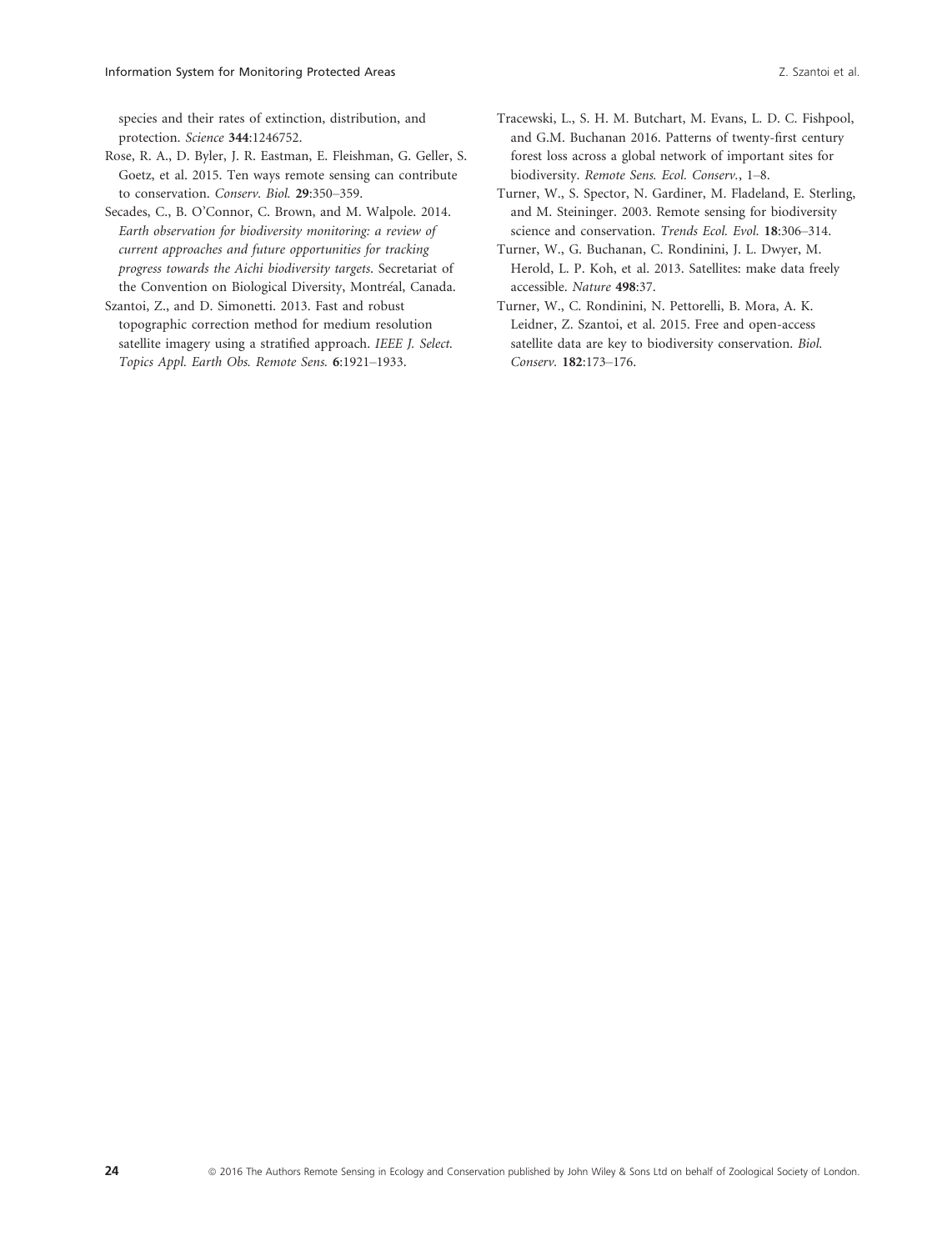species and their rates of extinction, distribution, and protection. *Science* **344**:1246752.

Rose, R. A., D. Byler, J. R. Eastman, E. Fleishman, G. Geller, S. Goetz, et al. 2015. Ten ways remote sensing can contribute to conservation. *Conserv. Biol.* **29**:350–359.

Secades, C., B. O'Connor, C. Brown, and M. Walpole. 2014. *Earth observation for biodiversity monitoring: a review of current approaches and future opportunities for tracking progress towards the Aichi biodiversity targets*. Secretariat of the Convention on Biological Diversity, Montréal, Canada.

Szantoi, Z., and D. Simonetti. 2013. Fast and robust topographic correction method for medium resolution satellite imagery using a stratified approach. *IEEE J. Select. Topics Appl. Earth Obs. Remote Sens.* **6**:1921–1933.

Tracewski, L., S. H. M. Butchart, M. Evans, L. D. C. Fishpool, and G.M. Buchanan 2016. Patterns of twenty-first century forest loss across a global network of important sites for biodiversity. *Remote Sens. Ecol. Conserv.*, 1–8.

Turner, W., S. Spector, N. Gardiner, M. Fladeland, E. Sterling, and M. Steininger. 2003. Remote sensing for biodiversity science and conservation. *Trends Ecol. Evol.* **18**:306–314.

Turner, W., G. Buchanan, C. Rondinini, J. L. Dwyer, M. Herold, L. P. Koh, et al. 2013. Satellites: make data freely accessible. *Nature* **498**:37.

Turner, W., C. Rondinini, N. Pettorelli, B. Mora, A. K. Leidner, Z. Szantoi, et al. 2015. Free and open-access satellite data are key to biodiversity conservation. *Biol. Conserv.* **182**:173–176.